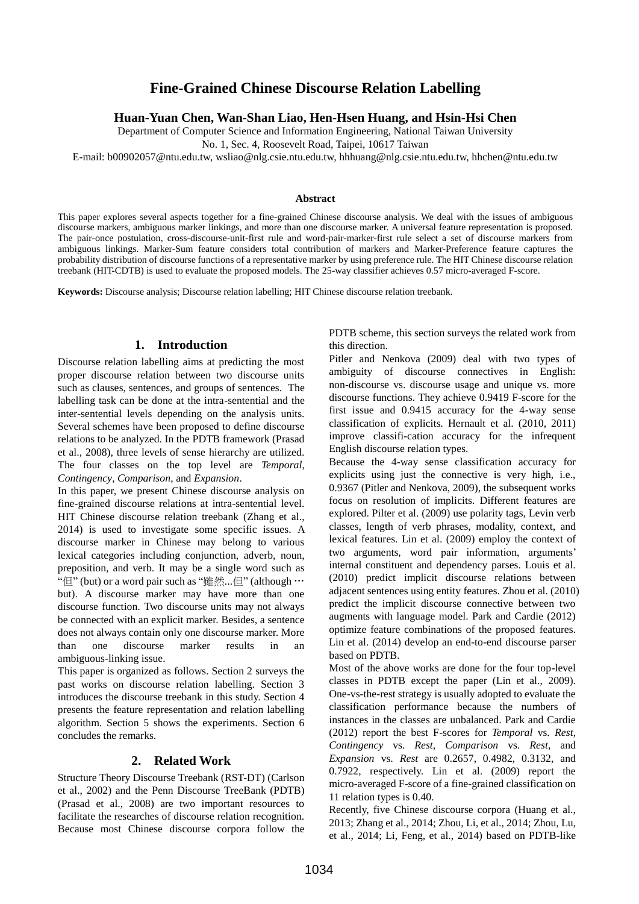# Fine-Grained Chinese Discourse Relation Labelling

**Huan-Yuan Chen, Wan-Shan Liao, Hen-Hsen Huang, and Hsin-Hsi Chen**

Department of Computer Science and Information Engineering, National Taiwan University

No. 1, Sec. 4, Roosevelt Road, Taipei, 10617 Taiwan

E-mail: b00902057@ntu.edu.tw, wsliao@nlg.csie.ntu.edu.tw, hhhuang@nlg.csie.ntu.edu.tw, hhchen@ntu.edu.tw

### Abstract

This paper explores several aspects together for a fine-grained Chinese discourse analysis. We deal with the issues of ambiguous discourse markers, ambiguous marker linkings, and more than one discourse marker. A universal feature representation is proposed. The pair-once postulation, cross-discourse-unit-first rule and word-pair-marker-first rule select a set of discourse markers from ambiguous linkings. Marker-Sum feature considers total contribution of markers and Marker-Preference feature captures the probability distribution of discourse functions of a representative marker by using preference rule. The HIT Chinese discourse relation treebank (HIT-CDTB) is used to evaluate the proposed models. The 25-way classifier achieves 0.57 micro-averaged F-score.

**Keywords:** Discourse analysis; Discourse relation labelling; HIT Chinese discourse relation treebank.

## 1. Introduction

Discourse relation labelling aims at predicting the most proper discourse relation between two discourse units such as clauses, sentences, and groups of sentences. The labelling task can be done at the intra-sentential and the inter-sentential levels depending on the analysis units. Several schemes have been proposed to define discourse relations to be analyzed. In the PDTB framework (Prasad et al., 2008), three levels of sense hierarchy are utilized. The four classes on the top level are *Temporal*, *Contingency*, *Comparison*, and *Expansion*.

In this paper, we present Chinese discourse analysis on fine-grained discourse relations at intra-sentential level. HIT Chinese discourse relation treebank (Zhang et al., 2014) is used to investigate some specific issues. A discourse marker in Chinese may belong to various lexical categories including conjunction, adverb, noun, preposition, and verb. It may be a single word such as "但" (but) or a word pair such as "雖然...但" (although … but). A discourse marker may have more than one discourse function. Two discourse units may not always be connected with an explicit marker. Besides, a sentence does not always contain only one discourse marker. More than one discourse marker results in an ambiguous-linking issue.

This paper is organized as follows. Section 2 surveys the past works on discourse relation labelling. Section 3 introduces the discourse treebank in this study. Section 4 presents the feature representation and relation labelling algorithm. Section 5 shows the experiments. Section 6 concludes the remarks.

## 2. Related Work

Structure Theory Discourse Treebank (RST-DT) (Carlson et al., 2002) and the Penn Discourse TreeBank (PDTB) (Prasad et al., 2008) are two important resources to facilitate the researches of discourse relation recognition. Because most Chinese discourse corpora follow the PDTB scheme, this section surveys the related work from this direction.

Pitler and Nenkova (2009) deal with two types of ambiguity of discourse connectives in English: non-discourse vs. discourse usage and unique vs. more discourse functions. They achieve 0.9419 F-score for the first issue and 0.9415 accuracy for the 4-way sense classification of explicits. Hernault et al. (2010, 2011) improve classifi-cation accuracy for the infrequent English discourse relation types.

Because the 4-way sense classification accuracy for explicits using just the connective is very high, i.e., 0.9367 (Pitler and Nenkova, 2009), the subsequent works focus on resolution of implicits. Different features are explored. Pilter et al. (2009) use polarity tags, Levin verb classes, length of verb phrases, modality, context, and lexical features. Lin et al. (2009) employ the context of two arguments, word pair information, arguments' internal constituent and dependency parses. Louis et al. (2010) predict implicit discourse relations between adjacent sentences using entity features. Zhou et al. (2010) predict the implicit discourse connective between two augments with language model. Park and Cardie (2012) optimize feature combinations of the proposed features. Lin et al. (2014) develop an end-to-end discourse parser based on PDTB.

Most of the above works are done for the four top-level classes in PDTB except the paper (Lin et al., 2009). One-vs-the-rest strategy is usually adopted to evaluate the classification performance because the numbers of instances in the classes are unbalanced. Park and Cardie (2012) report the best F-scores for *Temporal* vs. *Rest*, *Contingency* vs. *Rest*, *Comparison* vs. *Rest*, and *Expansion* vs. *Rest* are 0.2657, 0.4982, 0.3132, and 0.7922, respectively. Lin et al. (2009) report the micro-averaged F-score of a fine-grained classification on 11 relation types is 0.40.

Recently, five Chinese discourse corpora (Huang et al., 2013; Zhang et al., 2014; Zhou, Li, et al., 2014; Zhou, Lu, et al., 2014; Li, Feng, et al., 2014) based on PDTB-like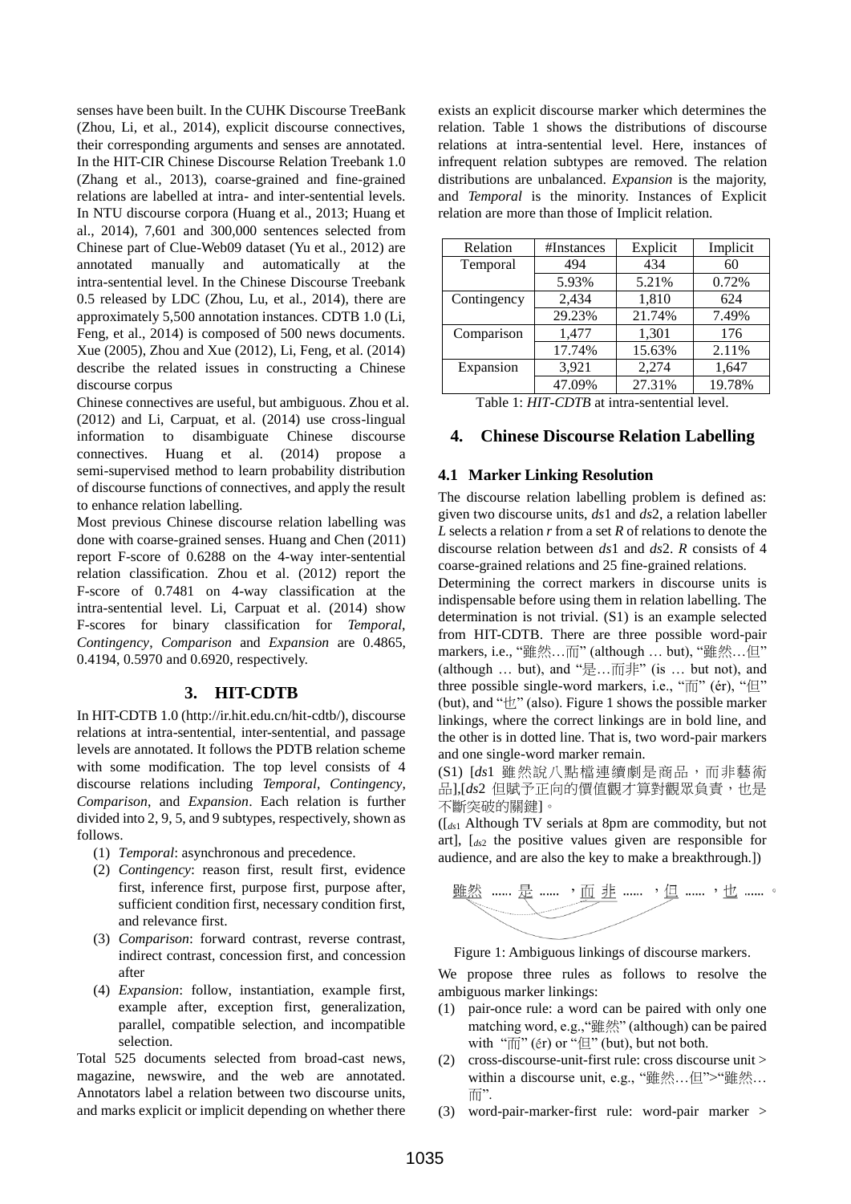senses have been built. In the CUHK Discourse TreeBank (Zhou, Li, et al., 2014), explicit discourse connectives, their corresponding arguments and senses are annotated. In the HIT-CIR Chinese Discourse Relation Treebank 1.0 (Zhang et al., 2013), coarse-grained and fine-grained relations are labelled at intra- and inter-sentential levels. In NTU discourse corpora (Huang et al., 2013; Huang et al., 2014), 7,601 and 300,000 sentences selected from Chinese part of Clue-Web09 dataset (Yu et al., 2012) are annotated manually and automatically at the intra-sentential level. In the Chinese Discourse Treebank 0.5 released by LDC (Zhou, Lu, et al., 2014), there are approximately 5,500 annotation instances. CDTB 1.0 (Li, Feng, et al., 2014) is composed of 500 news documents. Xue (2005), Zhou and Xue (2012), Li, Feng, et al. (2014) describe the related issues in constructing a Chinese discourse corpus

Chinese connectives are useful, but ambiguous. Zhou et al. (2012) and Li, Carpuat, et al. (2014) use cross-lingual information to disambiguate Chinese discourse connectives. Huang et al. (2014) propose a semi-supervised method to learn probability distribution of discourse functions of connectives, and apply the result to enhance relation labelling.

Most previous Chinese discourse relation labelling was done with coarse-grained senses. Huang and Chen (2011) report F-score of 0.6288 on the 4-way inter-sentential relation classification. Zhou et al. (2012) report the F-score of 0.7481 on 4-way classification at the intra-sentential level. Li, Carpuat et al. (2014) show F-scores for binary classification for *Temporal*, *Contingency*, *Comparison* and *Expansion* are 0.4865, 0.4194, 0.5970 and 0.6920, respectively.

## 3. HIT-CDTB

In HIT-CDTB 1.0 (http://ir.hit.edu.cn/hit-cdtb/), discourse relations at intra-sentential, inter-sentential, and passage levels are annotated. It follows the PDTB relation scheme with some modification. The top level consists of 4 discourse relations including *Temporal*, *Contingency*, *Comparison*, and *Expansion*. Each relation is further divided into 2, 9, 5, and 9 subtypes, respectively, shown as follows.

(1) *Temporal*: asynchronous and precedence.
(2) *Contingency*: reason first, result first, evidence first, inference first, purpose first, purpose after, sufficient condition first, necessary condition first, and relevance first.
(3) *Comparison*: forward contrast, reverse contrast, indirect contrast, concession first, and concession after
(4) *Expansion*: follow, instantiation, example first, example after, exception first, generalization, parallel, compatible selection, and incompatible selection.

Total 525 documents selected from broad-cast news, magazine, newswire, and the web are annotated. Annotators label a relation between two discourse units, and marks explicit or implicit depending on whether there exists an explicit discourse marker which determines the relation. Table 1 shows the distributions of discourse relations at intra-sentential level. Here, instances of infrequent relation subtypes are removed. The relation distributions are unbalanced. *Expansion* is the majority, and *Temporal* is the minority. Instances of Explicit relation are more than those of Implicit relation.

| Relation | #Instances | Explicit | Implicit |
|---|---|---|---|
| Temporal | 494 | 434 | 60 |
| | 5.93% | 5.21% | 0.72% |
| Contingency | 2,434 | 1,810 | 624 |
| | 29.23% | 21.74% | 7.49% |
| Comparison | 1,477 | 1,301 | 176 |
| | 17.74% | 15.63% | 2.11% |
| Expansion | 3,921 | 2,274 | 1,647 |
| | 47.09% | 27.31% | 19.78% |

Table 1: *HIT-CDTB* at intra-sentential level.

## 4. Chinese Discourse Relation Labelling

### 4.1 Marker Linking Resolution

The discourse relation labelling problem is defined as: given two discourse units, *ds*1 and *ds*2, a relation labeller *L* selects a relation *r* from a set *R* of relations to denote the discourse relation between *ds*1 and *ds*2. *R* consists of 4 coarse-grained relations and 25 fine-grained relations.

Determining the correct markers in discourse units is indispensable before using them in relation labelling. The determination is not trivial. (S1) is an example selected from HIT-CDTB. There are three possible word-pair markers, i.e., "雖然…而" (although … but), "雖然…但" (although … but), and "是…而非" (is … but not), and three possible single-word markers, i.e., "而" (ér), "但" (but), and "也" (also). Figure 1 shows the possible marker linkings, where the correct linkings are in bold line, and the other is in dotted line. That is, two word-pair markers and one single-word marker remain.

(S1) [*ds*1 雖然說八點檔連續劇是商品，而非藝術品],[*ds*2 但賦予正向的價值觀才算對觀眾負責，也是不斷突破的關鍵]。

([$_{ds1}$ Although TV serials at 8pm are commodity, but not art], [$_{ds2}$ the positive values given are responsible for audience, and are also the key to make a breakthrough.])

雖然 …… 是 …… ，而 非 …… ，但 …… ，也 …… 。

Figure 1: Ambiguous linkings of discourse markers.

We propose three rules as follows to resolve the ambiguous marker linkings:

(1) pair-once rule: a word can be paired with only one matching word, e.g.,"雖然" (although) can be paired with "而" (ér) or "但" (but), but not both.
(2) cross-discourse-unit-first rule: cross discourse unit > within a discourse unit, e.g., "雖然…但">"雖然…而".
(3) word-pair-marker-first rule: word-pair marker >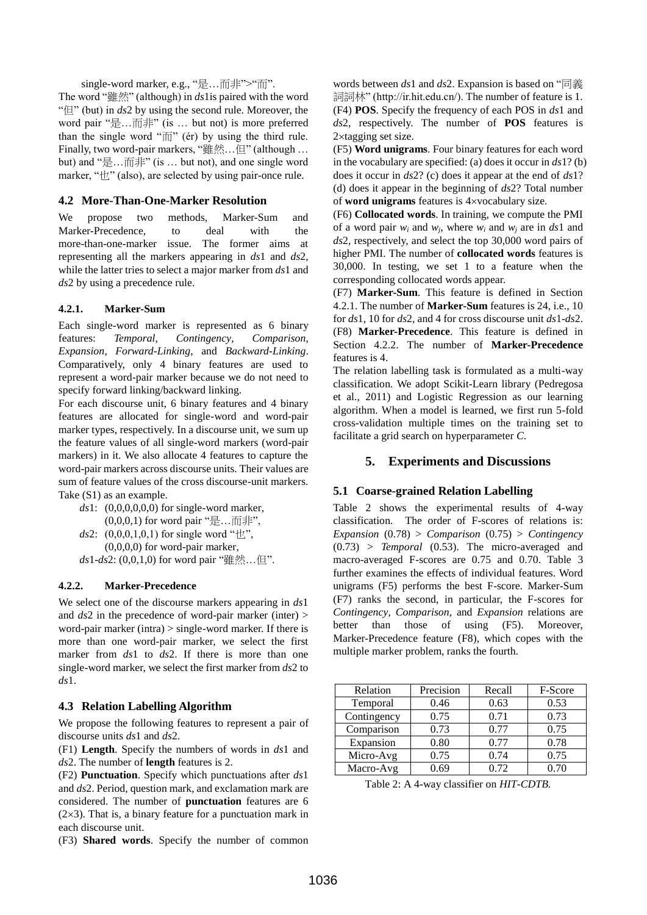single-word marker, e.g., "是…而非">"而".

The word "雖然" (although) in *ds*1is paired with the word "但" (but) in *ds*2 by using the second rule. Moreover, the word pair "是…而非" (is … but not) is more preferred than the single word "而" (ér) by using the third rule. Finally, two word-pair markers, "雖然…但" (although … but) and "是…而非" (is … but not), and one single word marker, "也" (also), are selected by using pair-once rule.

## 4.2 More-Than-One-Marker Resolution

We propose two methods, Marker-Sum and Marker-Precedence, to deal with the more-than-one-marker issue. The former aims at representing all the markers appearing in *ds*1 and *ds*2, while the latter tries to select a major marker from *ds*1 and *ds*2 by using a precedence rule.

### 4.2.1. Marker-Sum

Each single-word marker is represented as 6 binary features: *Temporal*, *Contingency*, *Comparison*, *Expansion*, *Forward-Linking*, and *Backward-Linking*. Comparatively, only 4 binary features are used to represent a word-pair marker because we do not need to specify forward linking/backward linking.

For each discourse unit, 6 binary features and 4 binary features are allocated for single-word and word-pair marker types, respectively. In a discourse unit, we sum up the feature values of all single-word markers (word-pair markers) in it. We also allocate 4 features to capture the word-pair markers across discourse units. Their values are sum of feature values of the cross discourse-unit markers. Take (S1) as an example.

*ds*1: (0,0,0,0,0,0) for single-word marker,
(0,0,0,1) for word pair "是…而非",
*ds*2: (0,0,0,1,0,1) for single word "也",
(0,0,0,0) for word-pair marker,
*ds*1-*ds*2: (0,0,1,0) for word pair "雖然…但".

### 4.2.2. Marker-Precedence

We select one of the discourse markers appearing in *ds*1 and *ds*2 in the precedence of word-pair marker (inter) > word-pair marker (intra) > single-word marker. If there is more than one word-pair marker, we select the first marker from *ds*1 to *ds*2. If there is more than one single-word marker, we select the first marker from *ds*2 to *ds*1.

## 4.3 Relation Labelling Algorithm

We propose the following features to represent a pair of discourse units *ds*1 and *ds*2.

(F1) **Length**. Specify the numbers of words in *ds*1 and *ds*2. The number of **length** features is 2.

(F2) **Punctuation**. Specify which punctuations after *ds*1 and *ds*2. Period, question mark, and exclamation mark are considered. The number of **punctuation** features are 6 (2×3). That is, a binary feature for a punctuation mark in each discourse unit.

(F3) **Shared words**. Specify the number of common words between *ds*1 and *ds*2. Expansion is based on "同義詞詞林" (http://ir.hit.edu.cn/). The number of feature is 1.

(F4) **POS**. Specify the frequency of each POS in *ds*1 and *ds*2, respectively. The number of **POS** features is 2×tagging set size.

(F5) **Word unigrams**. Four binary features for each word in the vocabulary are specified: (a) does it occur in *ds*1? (b) does it occur in *ds*2? (c) does it appear at the end of *ds*1? (d) does it appear in the beginning of *ds*2? Total number of **word unigrams** features is 4×vocabulary size.

(F6) **Collocated words**. In training, we compute the PMI of a word pair $w_i$ and $w_j$, where $w_i$ and $w_j$ are in *ds*1 and *ds*2, respectively, and select the top 30,000 word pairs of higher PMI. The number of **collocated words** features is 30,000. In testing, we set 1 to a feature when the corresponding collocated words appear.

(F7) **Marker-Sum**. This feature is defined in Section 4.2.1. The number of **Marker-Sum** features is 24, i.e., 10 for *ds*1, 10 for *ds*2, and 4 for cross discourse unit *ds*1-*ds*2.

(F8) **Marker-Precedence**. This feature is defined in Section 4.2.2. The number of **Marker-Precedence** features is 4.

The relation labelling task is formulated as a multi-way classification. We adopt Scikit-Learn library (Pedregosa et al., 2011) and Logistic Regression as our learning algorithm. When a model is learned, we first run 5-fold cross-validation multiple times on the training set to facilitate a grid search on hyperparameter *C*.

# 5. Experiments and Discussions

## 5.1 Coarse-grained Relation Labelling

Table 2 shows the experimental results of 4-way classification. The order of F-scores of relations is: *Expansion* (0.78) > *Comparison* (0.75) > *Contingency* (0.73) > *Temporal* (0.53). The micro-averaged and macro-averaged F-scores are 0.75 and 0.70. Table 3 further examines the effects of individual features. Word unigrams (F5) performs the best F-score. Marker-Sum (F7) ranks the second, in particular, the F-scores for *Contingency*, *Comparison*, and *Expansion* relations are better than those of using (F5). Moreover, Marker-Precedence feature (F8), which copes with the multiple marker problem, ranks the fourth.

| Relation | Precision | Recall | F-Score |
|---|---|---|---|
| Temporal | 0.46 | 0.63 | 0.53 |
| Contingency | 0.75 | 0.71 | 0.73 |
| Comparison | 0.73 | 0.77 | 0.75 |
| Expansion | 0.80 | 0.77 | 0.78 |
| Micro-Avg | 0.75 | 0.74 | 0.75 |
| Macro-Avg | 0.69 | 0.72 | 0.70 |

Table 2: A 4-way classifier on *HIT-CDTB.*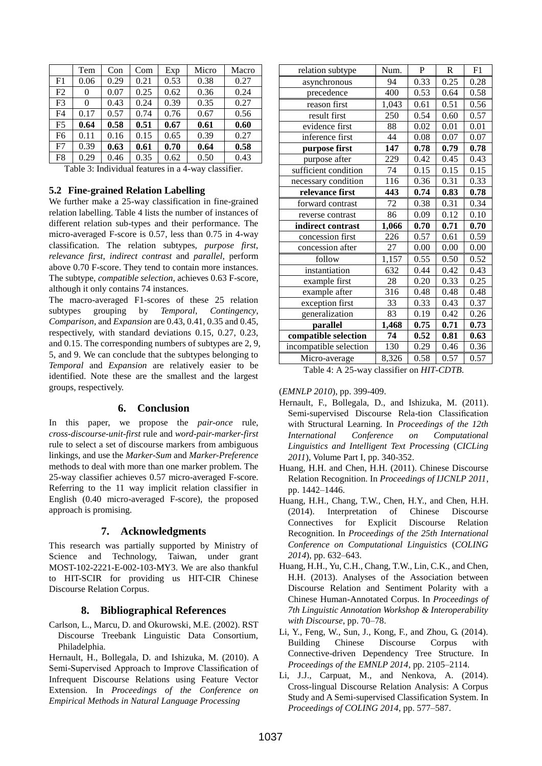|  | Tem | Con | Com | Exp | Micro | Macro |
|---|---|---|---|---|---|---|
| F1 | 0.06 | 0.29 | 0.21 | 0.53 | 0.38 | 0.27 |
| F2 | 0 | 0.07 | 0.25 | 0.62 | 0.36 | 0.24 |
| F3 | 0 | 0.43 | 0.24 | 0.39 | 0.35 | 0.27 |
| F4 | 0.17 | 0.57 | 0.74 | 0.76 | 0.67 | 0.56 |
| F5 | **0.64** | **0.58** | **0.51** | **0.67** | **0.61** | **0.60** |
| F6 | 0.11 | 0.16 | 0.15 | 0.65 | 0.39 | 0.27 |
| F7 | 0.39 | **0.63** | **0.61** | **0.70** | **0.64** | **0.58** |
| F8 | 0.29 | 0.46 | 0.35 | 0.62 | 0.50 | 0.43 |

Table 3: Individual features in a 4-way classifier.

## 5.2 Fine-grained Relation Labelling

We further make a 25-way classification in fine-grained relation labelling. Table 4 lists the number of instances of different relation sub-types and their performance. The micro-averaged F-score is 0.57, less than 0.75 in 4-way classification. The relation subtypes, *purpose first*, *relevance first*, *indirect contrast* and *parallel*, perform above 0.70 F-score. They tend to contain more instances. The subtype, *compatible selection*, achieves 0.63 F-score, although it only contains 74 instances.

The macro-averaged F1-scores of these 25 relation subtypes grouping by *Temporal*, *Contingency*, *Comparison*, and *Expansion* are 0.43, 0.41, 0.35 and 0.45, respectively, with standard deviations 0.15, 0.27, 0.23, and 0.15. The corresponding numbers of subtypes are 2, 9, 5, and 9. We can conclude that the subtypes belonging to *Temporal* and *Expansion* are relatively easier to be identified. Note these are the smallest and the largest groups, respectively.

| relation subtype | Num. | P | R | F1 |
|---|---|---|---|---|
| asynchronous | 94 | 0.33 | 0.25 | 0.28 |
| precedence | 400 | 0.53 | 0.64 | 0.58 |
| reason first | 1,043 | 0.61 | 0.51 | 0.56 |
| result first | 250 | 0.54 | 0.60 | 0.57 |
| evidence first | 88 | 0.02 | 0.01 | 0.01 |
| inference first | 44 | 0.08 | 0.07 | 0.07 |
| **purpose first** | **147** | **0.78** | **0.79** | **0.78** |
| purpose after | 229 | 0.42 | 0.45 | 0.43 |
| sufficient condition | 74 | 0.15 | 0.15 | 0.15 |
| necessary condition | 116 | 0.36 | 0.31 | 0.33 |
| **relevance first** | **443** | **0.74** | **0.83** | **0.78** |
| forward contrast | 72 | 0.38 | 0.31 | 0.34 |
| reverse contrast | 86 | 0.09 | 0.12 | 0.10 |
| **indirect contrast** | **1,066** | **0.70** | **0.71** | **0.70** |
| concession first | 226 | 0.57 | 0.61 | 0.59 |
| concession after | 27 | 0.00 | 0.00 | 0.00 |
| follow | 1,157 | 0.55 | 0.50 | 0.52 |
| instantiation | 632 | 0.44 | 0.42 | 0.43 |
| example first | 28 | 0.20 | 0.33 | 0.25 |
| example after | 316 | 0.48 | 0.48 | 0.48 |
| exception first | 33 | 0.33 | 0.43 | 0.37 |
| generalization | 83 | 0.19 | 0.42 | 0.26 |
| **parallel** | **1,468** | **0.75** | **0.71** | **0.73** |
| **compatible selection** | **74** | **0.52** | **0.81** | **0.63** |
| incompatible selection | 130 | 0.29 | 0.46 | 0.36 |
| Micro-average | 8,326 | 0.58 | 0.57 | 0.57 |

Table 4: A 25-way classifier on *HIT-CDTB*.

## 6. Conclusion

In this paper, we propose the *pair-once* rule, *cross-discourse-unit-first* rule and *word-pair-marker-first* rule to select a set of discourse markers from ambiguous linkings, and use the *Marker-Sum* and *Marker-Preference* methods to deal with more than one marker problem. The 25-way classifier achieves 0.57 micro-averaged F-score. Referring to the 11 way implicit relation classifier in English (0.40 micro-averaged F-score), the proposed approach is promising.

## 7. Acknowledgments

This research was partially supported by Ministry of Science and Technology, Taiwan, under grant MOST-102-2221-E-002-103-MY3. We are also thankful to HIT-SCIR for providing us HIT-CIR Chinese Discourse Relation Corpus.

## 8. Bibliographical References

Carlson, L., Marcu, D. and Okurowski, M.E. (2002). RST Discourse Treebank Linguistic Data Consortium, Philadelphia.

Hernault, H., Bollegala, D. and Ishizuka, M. (2010). A Semi-Supervised Approach to Improve Classification of Infrequent Discourse Relations using Feature Vector Extension. In *Proceedings of the Conference on Empirical Methods in Natural Language Processing* (*EMNLP 2010*), pp. 399-409.

Hernault, F., Bollegala, D., and Ishizuka, M. (2011). Semi-supervised Discourse Rela-tion Classification with Structural Learning. In *Proceedings of the 12th International Conference on Computational Linguistics and Intelligent Text Processing* (*CICLing 2011*), Volume Part I, pp. 340-352.

Huang, H.H. and Chen, H.H. (2011). Chinese Discourse Relation Recognition. In *Proceedings of IJCNLP 2011*, pp. 1442–1446.

Huang, H.H., Chang, T.W., Chen, H.Y., and Chen, H.H. (2014). Interpretation of Chinese Discourse Connectives for Explicit Discourse Relation Recognition. In *Proceedings of the 25th International Conference on Computational Linguistics* (*COLING 2014*), pp. 632–643.

Huang, H.H., Yu, C.H., Chang, T.W., Lin, C.K., and Chen, H.H. (2013). Analyses of the Association between Discourse Relation and Sentiment Polarity with a Chinese Human-Annotated Corpus. In *Proceedings of 7th Linguistic Annotation Workshop & Interoperability with Discourse*, pp. 70–78.

Li, Y., Feng, W., Sun, J., Kong, F., and Zhou, G. (2014). Building Chinese Discourse Corpus with Connective-driven Dependency Tree Structure. In *Proceedings of the EMNLP 2014*, pp. 2105–2114.

Li, J.J., Carpuat, M., and Nenkova, A. (2014). Cross-lingual Discourse Relation Analysis: A Corpus Study and A Semi-supervised Classification System. In *Proceedings of COLING 2014*, pp. 577–587.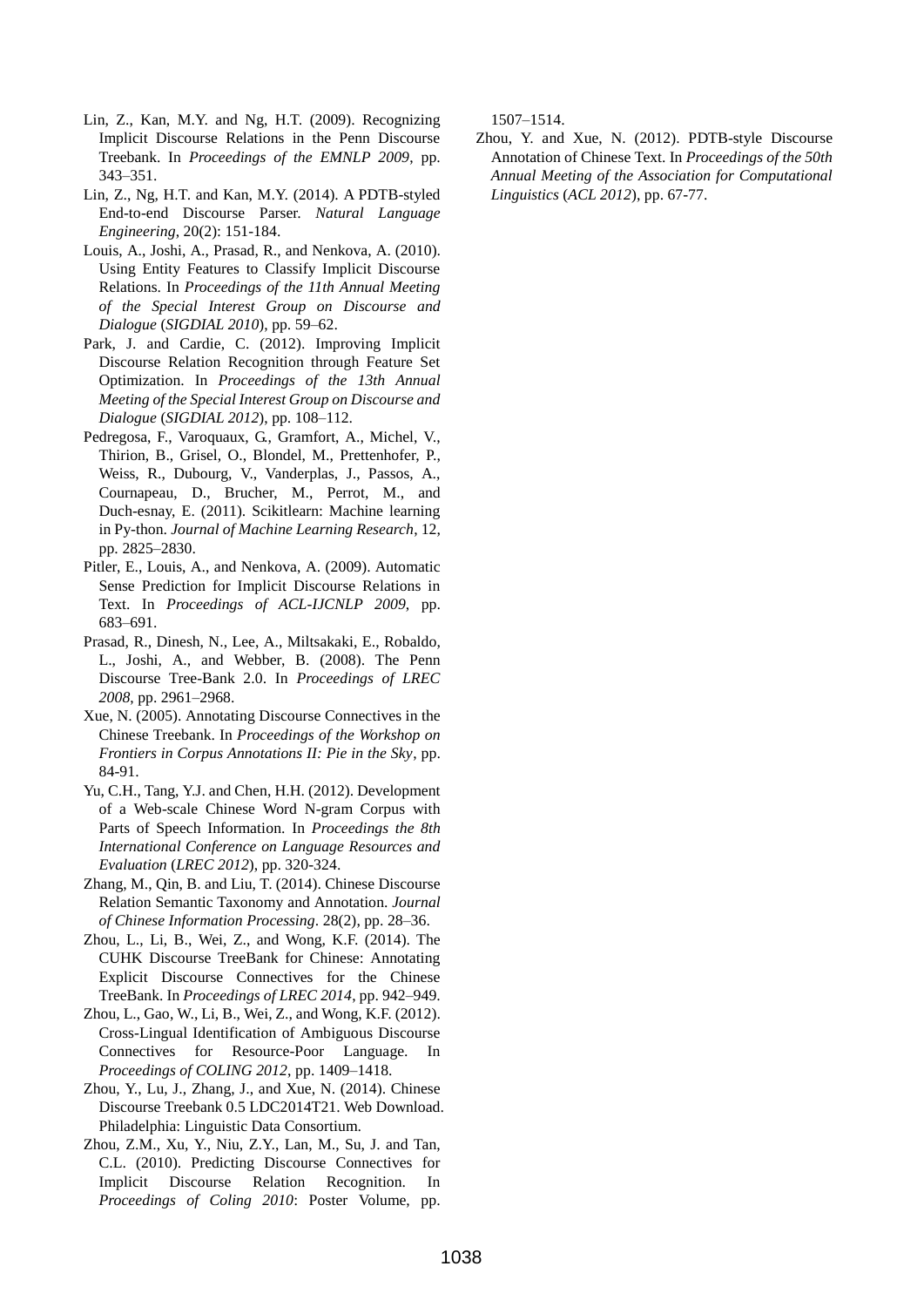Lin, Z., Kan, M.Y. and Ng, H.T. (2009). Recognizing Implicit Discourse Relations in the Penn Discourse Treebank. In *Proceedings of the EMNLP 2009*, pp. 343–351.

Lin, Z., Ng, H.T. and Kan, M.Y. (2014). A PDTB-styled End-to-end Discourse Parser. *Natural Language Engineering*, 20(2): 151-184.

Louis, A., Joshi, A., Prasad, R., and Nenkova, A. (2010). Using Entity Features to Classify Implicit Discourse Relations. In *Proceedings of the 11th Annual Meeting of the Special Interest Group on Discourse and Dialogue* (*SIGDIAL 2010*), pp. 59–62.

Park, J. and Cardie, C. (2012). Improving Implicit Discourse Relation Recognition through Feature Set Optimization. In *Proceedings of the 13th Annual Meeting of the Special Interest Group on Discourse and Dialogue* (*SIGDIAL 2012*), pp. 108–112.

Pedregosa, F., Varoquaux, G., Gramfort, A., Michel, V., Thirion, B., Grisel, O., Blondel, M., Prettenhofer, P., Weiss, R., Dubourg, V., Vanderplas, J., Passos, A., Cournapeau, D., Brucher, M., Perrot, M., and Duch-esnay, E. (2011). Scikitlearn: Machine learning in Py-thon. *Journal of Machine Learning Research*, 12, pp. 2825–2830.

Pitler, E., Louis, A., and Nenkova, A. (2009). Automatic Sense Prediction for Implicit Discourse Relations in Text. In *Proceedings of ACL-IJCNLP 2009*, pp. 683–691.

Prasad, R., Dinesh, N., Lee, A., Miltsakaki, E., Robaldo, L., Joshi, A., and Webber, B. (2008). The Penn Discourse Tree-Bank 2.0. In *Proceedings of LREC 2008*, pp. 2961–2968.

Xue, N. (2005). Annotating Discourse Connectives in the Chinese Treebank. In *Proceedings of the Workshop on Frontiers in Corpus Annotations II: Pie in the Sky*, pp. 84-91.

Yu, C.H., Tang, Y.J. and Chen, H.H. (2012). Development of a Web-scale Chinese Word N-gram Corpus with Parts of Speech Information. In *Proceedings the 8th International Conference on Language Resources and Evaluation* (*LREC 2012*), pp. 320-324.

Zhang, M., Qin, B. and Liu, T. (2014). Chinese Discourse Relation Semantic Taxonomy and Annotation. *Journal of Chinese Information Processing*. 28(2), pp. 28–36.

Zhou, L., Li, B., Wei, Z., and Wong, K.F. (2014). The CUHK Discourse TreeBank for Chinese: Annotating Explicit Discourse Connectives for the Chinese TreeBank. In *Proceedings of LREC 2014*, pp. 942–949.

Zhou, L., Gao, W., Li, B., Wei, Z., and Wong, K.F. (2012). Cross-Lingual Identification of Ambiguous Discourse Connectives for Resource-Poor Language. In *Proceedings of COLING 2012*, pp. 1409–1418.

Zhou, Y., Lu, J., Zhang, J., and Xue, N. (2014). Chinese Discourse Treebank 0.5 LDC2014T21. Web Download. Philadelphia: Linguistic Data Consortium.

Zhou, Z.M., Xu, Y., Niu, Z.Y., Lan, M., Su, J. and Tan, C.L. (2010). Predicting Discourse Connectives for Implicit Discourse Relation Recognition. In *Proceedings of Coling 2010*: Poster Volume, pp. 1507–1514.

Zhou, Y. and Xue, N. (2012). PDTB-style Discourse Annotation of Chinese Text. In *Proceedings of the 50th Annual Meeting of the Association for Computational Linguistics* (*ACL 2012*), pp. 67-77.